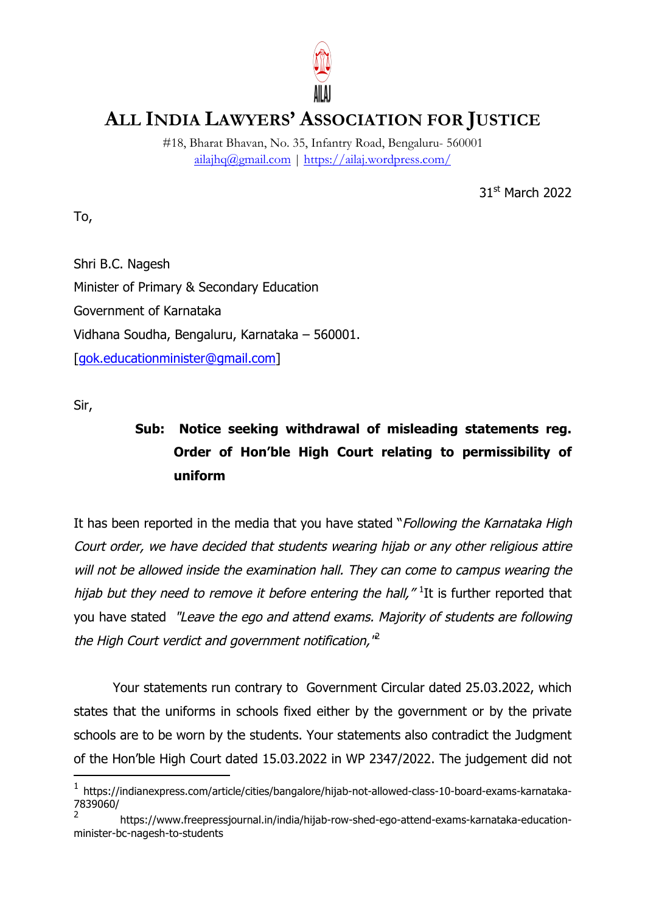# ALL INDIA LAWYERS' ASSOCIATION FOR JUSTICE

#18, Bharat Bhavan, No. 35, Infantry Road, Bengaluru- 560001
ailajhq@gmail.com | https://ailaj.wordpress.com/

31st March 2022

To,

Shri B.C. Nagesh
Minister of Primary & Secondary Education
Government of Karnataka
Vidhana Soudha, Bengaluru, Karnataka – 560001.
[gok.educationminister@gmail.com]

Sir,

**Sub: Notice seeking withdrawal of misleading statements reg. Order of Hon'ble High Court relating to permissibility of uniform**

It has been reported in the media that you have stated "*Following the Karnataka High Court order, we have decided that students wearing hijab or any other religious attire will not be allowed inside the examination hall. They can come to campus wearing the hijab but they need to remove it before entering the hall,"* [1]It is further reported that you have stated *"Leave the ego and attend exams. Majority of students are following the High Court verdict and government notification,"*[2]

Your statements run contrary to Government Circular dated 25.03.2022, which states that the uniforms in schools fixed either by the government or by the private schools are to be worn by the students. Your statements also contradict the Judgment of the Hon'ble High Court dated 15.03.2022 in WP 2347/2022. The judgement did not

---

[1] https://indianexpress.com/article/cities/bangalore/hijab-not-allowed-class-10-board-exams-karnataka-7839060/

[2] https://www.freepressjournal.in/india/hijab-row-shed-ego-attend-exams-karnataka-education-minister-bc-nagesh-to-students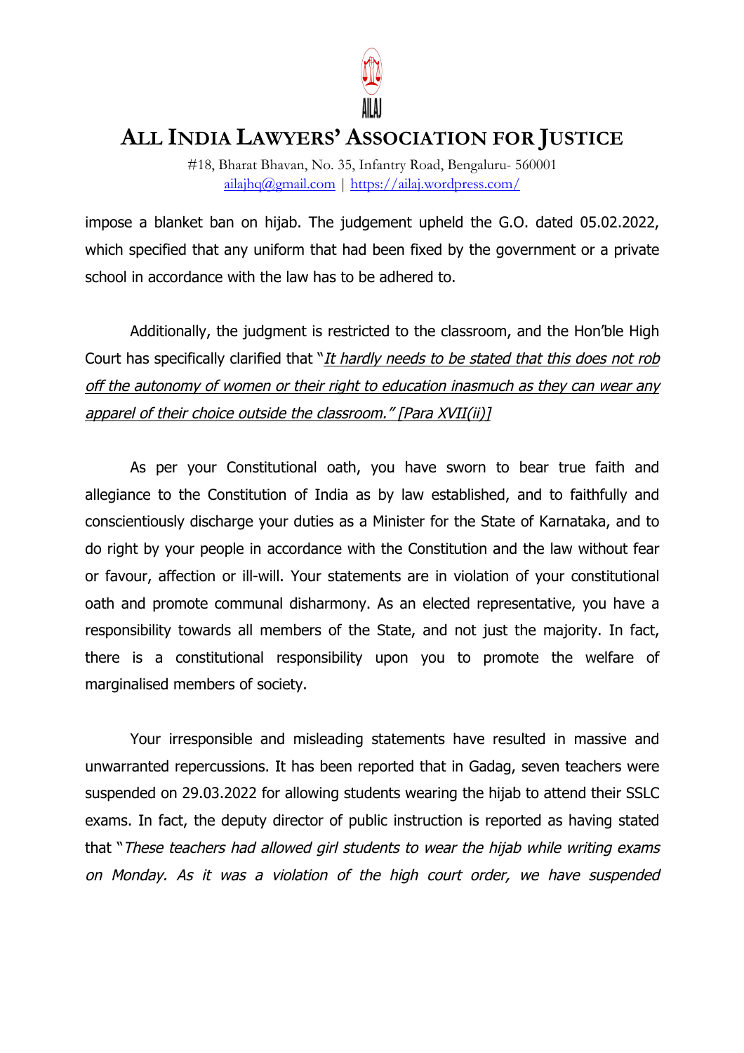impose a blanket ban on hijab. The judgement upheld the G.O. dated 05.02.2022, which specified that any uniform that had been fixed by the government or a private school in accordance with the law has to be adhered to.

Additionally, the judgment is restricted to the classroom, and the Hon'ble High Court has specifically clarified that "*It hardly needs to be stated that this does not rob off the autonomy of women or their right to education inasmuch as they can wear any apparel of their choice outside the classroom." [Para XVII(ii)]*

As per your Constitutional oath, you have sworn to bear true faith and allegiance to the Constitution of India as by law established, and to faithfully and conscientiously discharge your duties as a Minister for the State of Karnataka, and to do right by your people in accordance with the Constitution and the law without fear or favour, affection or ill-will. Your statements are in violation of your constitutional oath and promote communal disharmony. As an elected representative, you have a responsibility towards all members of the State, and not just the majority. In fact, there is a constitutional responsibility upon you to promote the welfare of marginalised members of society.

Your irresponsible and misleading statements have resulted in massive and unwarranted repercussions. It has been reported that in Gadag, seven teachers were suspended on 29.03.2022 for allowing students wearing the hijab to attend their SSLC exams. In fact, the deputy director of public instruction is reported as having stated that "*These teachers had allowed girl students to wear the hijab while writing exams on Monday. As it was a violation of the high court order, we have suspended*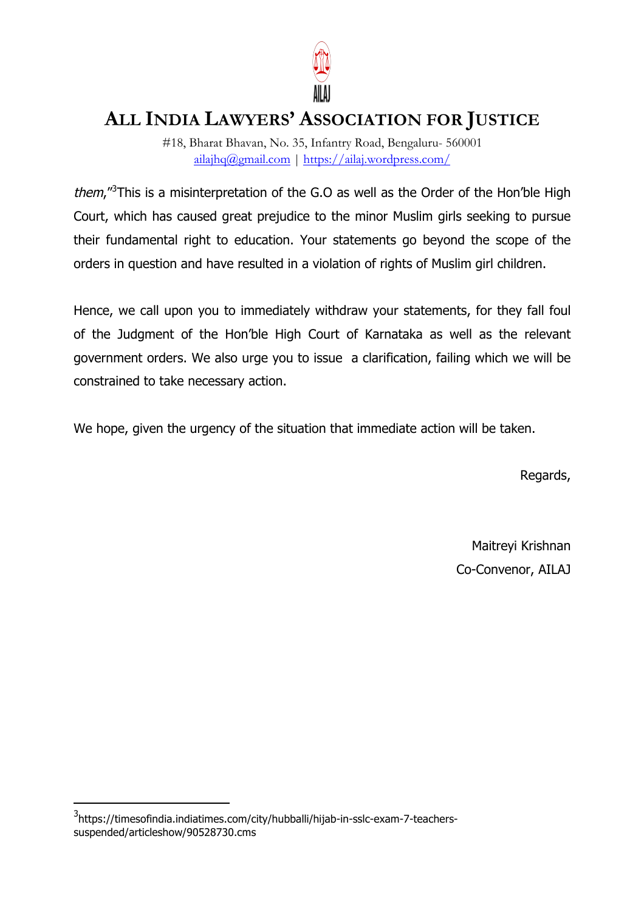# ALL INDIA LAWYERS' ASSOCIATION FOR JUSTICE

#18, Bharat Bhavan, No. 35, Infantry Road, Bengaluru- 560001
ailajhq@gmail.com | https://ailaj.wordpress.com/

*them*,"[3]This is a misinterpretation of the G.O as well as the Order of the Hon'ble High Court, which has caused great prejudice to the minor Muslim girls seeking to pursue their fundamental right to education. Your statements go beyond the scope of the orders in question and have resulted in a violation of rights of Muslim girl children.

Hence, we call upon you to immediately withdraw your statements, for they fall foul of the Judgment of the Hon'ble High Court of Karnataka as well as the relevant government orders. We also urge you to issue a clarification, failing which we will be constrained to take necessary action.

We hope, given the urgency of the situation that immediate action will be taken.

Regards,

Maitreyi Krishnan
Co-Convenor, AILAJ

---

[3]https://timesofindia.indiatimes.com/city/hubballi/hijab-in-sslc-exam-7-teachers-suspended/articleshow/90528730.cms